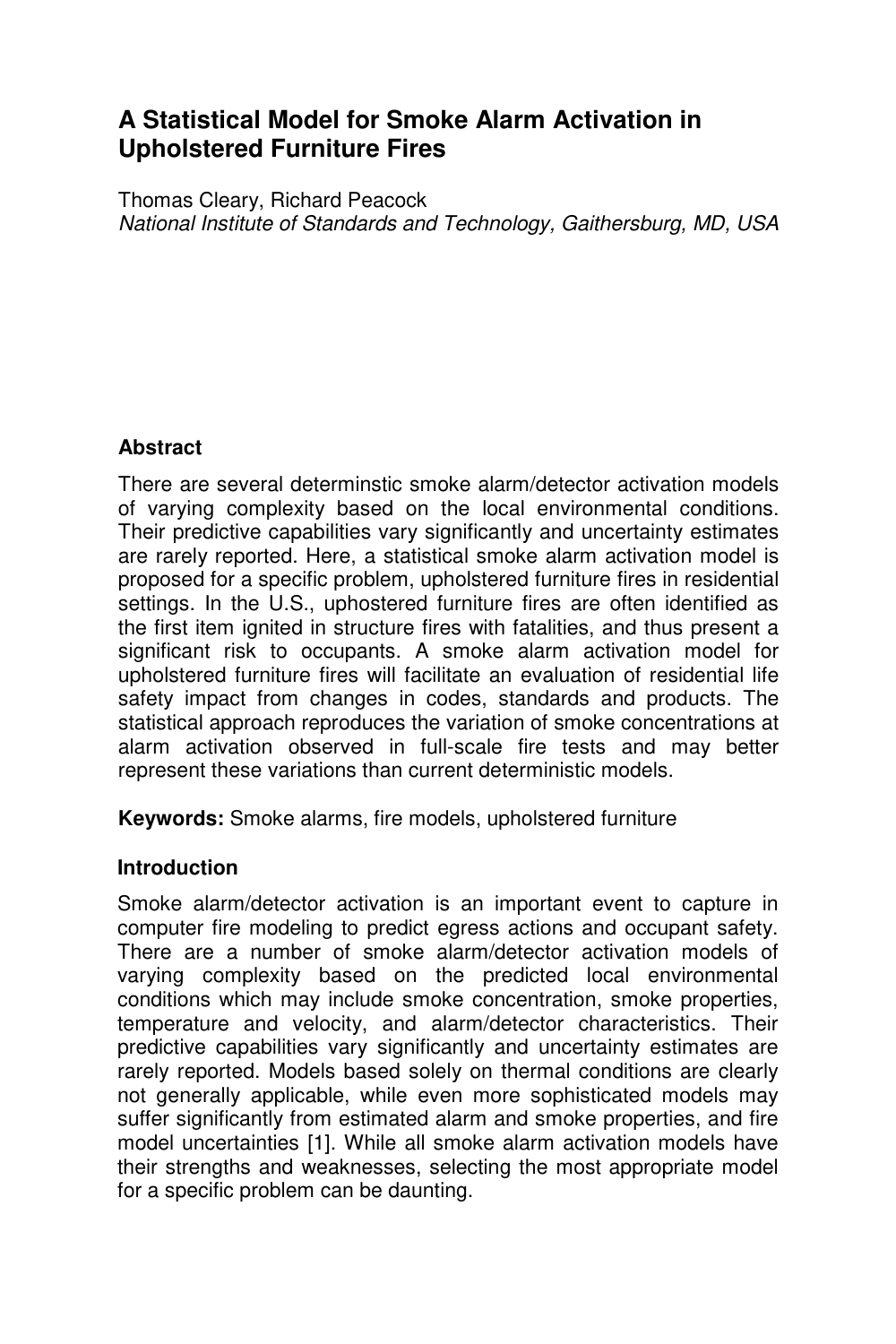# A Statistical Model for Smoke Alarm Activation in Upholstered Furniture Fires

Thomas Cleary, Richard Peacock
*National Institute of Standards and Technology, Gaithersburg, MD, USA*

## Abstract

There are several determinstic smoke alarm/detector activation models of varying complexity based on the local environmental conditions. Their predictive capabilities vary significantly and uncertainty estimates are rarely reported. Here, a statistical smoke alarm activation model is proposed for a specific problem, upholstered furniture fires in residential settings. In the U.S., uphostered furniture fires are often identified as the first item ignited in structure fires with fatalities, and thus present a significant risk to occupants. A smoke alarm activation model for upholstered furniture fires will facilitate an evaluation of residential life safety impact from changes in codes, standards and products. The statistical approach reproduces the variation of smoke concentrations at alarm activation observed in full-scale fire tests and may better represent these variations than current deterministic models.

**Keywords:** Smoke alarms, fire models, upholstered furniture

## Introduction

Smoke alarm/detector activation is an important event to capture in computer fire modeling to predict egress actions and occupant safety. There are a number of smoke alarm/detector activation models of varying complexity based on the predicted local environmental conditions which may include smoke concentration, smoke properties, temperature and velocity, and alarm/detector characteristics. Their predictive capabilities vary significantly and uncertainty estimates are rarely reported. Models based solely on thermal conditions are clearly not generally applicable, while even more sophisticated models may suffer significantly from estimated alarm and smoke properties, and fire model uncertainties [1]. While all smoke alarm activation models have their strengths and weaknesses, selecting the most appropriate model for a specific problem can be daunting.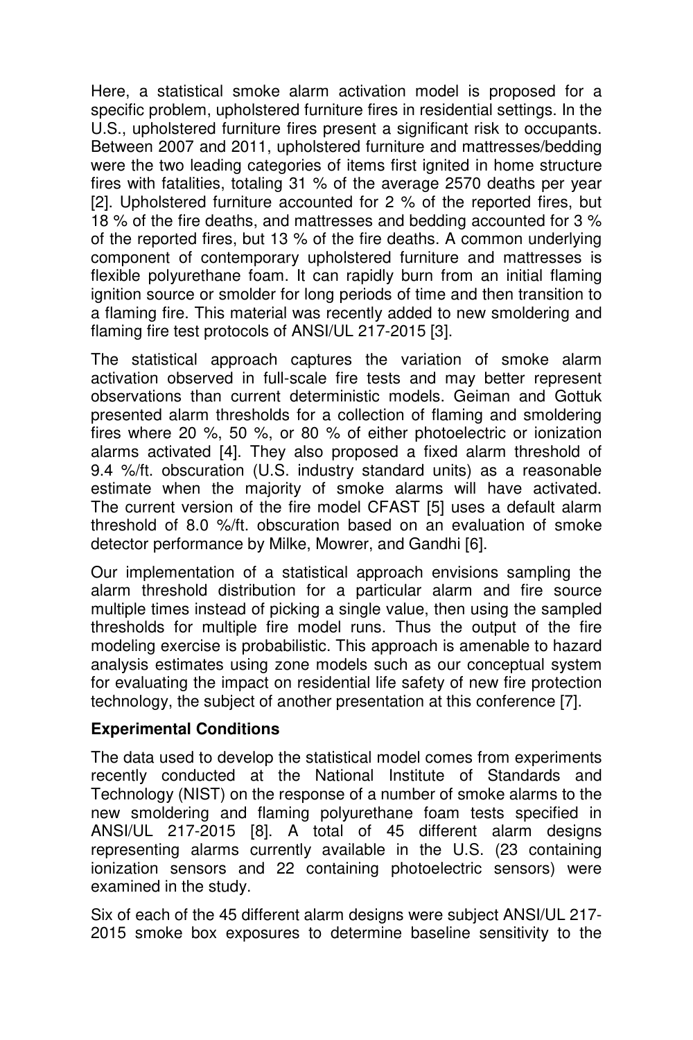Here, a statistical smoke alarm activation model is proposed for a specific problem, upholstered furniture fires in residential settings. In the U.S., upholstered furniture fires present a significant risk to occupants. Between 2007 and 2011, upholstered furniture and mattresses/bedding were the two leading categories of items first ignited in home structure fires with fatalities, totaling 31 % of the average 2570 deaths per year [2]. Upholstered furniture accounted for 2 % of the reported fires, but 18 % of the fire deaths, and mattresses and bedding accounted for 3 % of the reported fires, but 13 % of the fire deaths. A common underlying component of contemporary upholstered furniture and mattresses is flexible polyurethane foam. It can rapidly burn from an initial flaming ignition source or smolder for long periods of time and then transition to a flaming fire. This material was recently added to new smoldering and flaming fire test protocols of ANSI/UL 217-2015 [3].

The statistical approach captures the variation of smoke alarm activation observed in full-scale fire tests and may better represent observations than current deterministic models. Geiman and Gottuk presented alarm thresholds for a collection of flaming and smoldering fires where 20 %, 50 %, or 80 % of either photoelectric or ionization alarms activated [4]. They also proposed a fixed alarm threshold of 9.4 %/ft. obscuration (U.S. industry standard units) as a reasonable estimate when the majority of smoke alarms will have activated. The current version of the fire model CFAST [5] uses a default alarm threshold of 8.0 %/ft. obscuration based on an evaluation of smoke detector performance by Milke, Mowrer, and Gandhi [6].

Our implementation of a statistical approach envisions sampling the alarm threshold distribution for a particular alarm and fire source multiple times instead of picking a single value, then using the sampled thresholds for multiple fire model runs. Thus the output of the fire modeling exercise is probabilistic. This approach is amenable to hazard analysis estimates using zone models such as our conceptual system for evaluating the impact on residential life safety of new fire protection technology, the subject of another presentation at this conference [7].

**Experimental Conditions**

The data used to develop the statistical model comes from experiments recently conducted at the National Institute of Standards and Technology (NIST) on the response of a number of smoke alarms to the new smoldering and flaming polyurethane foam tests specified in ANSI/UL 217-2015 [8]. A total of 45 different alarm designs representing alarms currently available in the U.S. (23 containing ionization sensors and 22 containing photoelectric sensors) were examined in the study.

Six of each of the 45 different alarm designs were subject ANSI/UL 217-2015 smoke box exposures to determine baseline sensitivity to the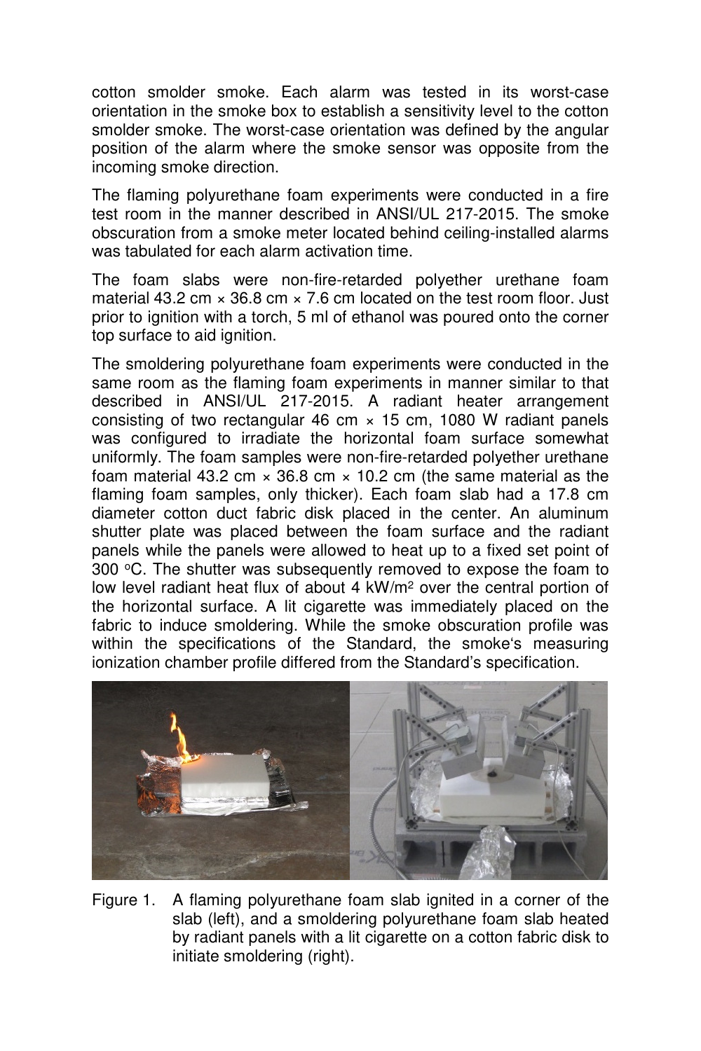cotton smolder smoke. Each alarm was tested in its worst-case orientation in the smoke box to establish a sensitivity level to the cotton smolder smoke. The worst-case orientation was defined by the angular position of the alarm where the smoke sensor was opposite from the incoming smoke direction.

The flaming polyurethane foam experiments were conducted in a fire test room in the manner described in ANSI/UL 217-2015. The smoke obscuration from a smoke meter located behind ceiling-installed alarms was tabulated for each alarm activation time.

The foam slabs were non-fire-retarded polyether urethane foam material 43.2 cm × 36.8 cm × 7.6 cm located on the test room floor. Just prior to ignition with a torch, 5 ml of ethanol was poured onto the corner top surface to aid ignition.

The smoldering polyurethane foam experiments were conducted in the same room as the flaming foam experiments in manner similar to that described in ANSI/UL 217-2015. A radiant heater arrangement consisting of two rectangular 46 cm × 15 cm, 1080 W radiant panels was configured to irradiate the horizontal foam surface somewhat uniformly. The foam samples were non-fire-retarded polyether urethane foam material 43.2 cm × 36.8 cm × 10.2 cm (the same material as the flaming foam samples, only thicker). Each foam slab had a 17.8 cm diameter cotton duct fabric disk placed in the center. An aluminum shutter plate was placed between the foam surface and the radiant panels while the panels were allowed to heat up to a fixed set point of 300 °C. The shutter was subsequently removed to expose the foam to low level radiant heat flux of about 4 kW/m$^2$ over the central portion of the horizontal surface. A lit cigarette was immediately placed on the fabric to induce smoldering. While the smoke obscuration profile was within the specifications of the Standard, the smoke's measuring ionization chamber profile differed from the Standard's specification.

Figure 1. A flaming polyurethane foam slab ignited in a corner of the slab (left), and a smoldering polyurethane foam slab heated by radiant panels with a lit cigarette on a cotton fabric disk to initiate smoldering (right).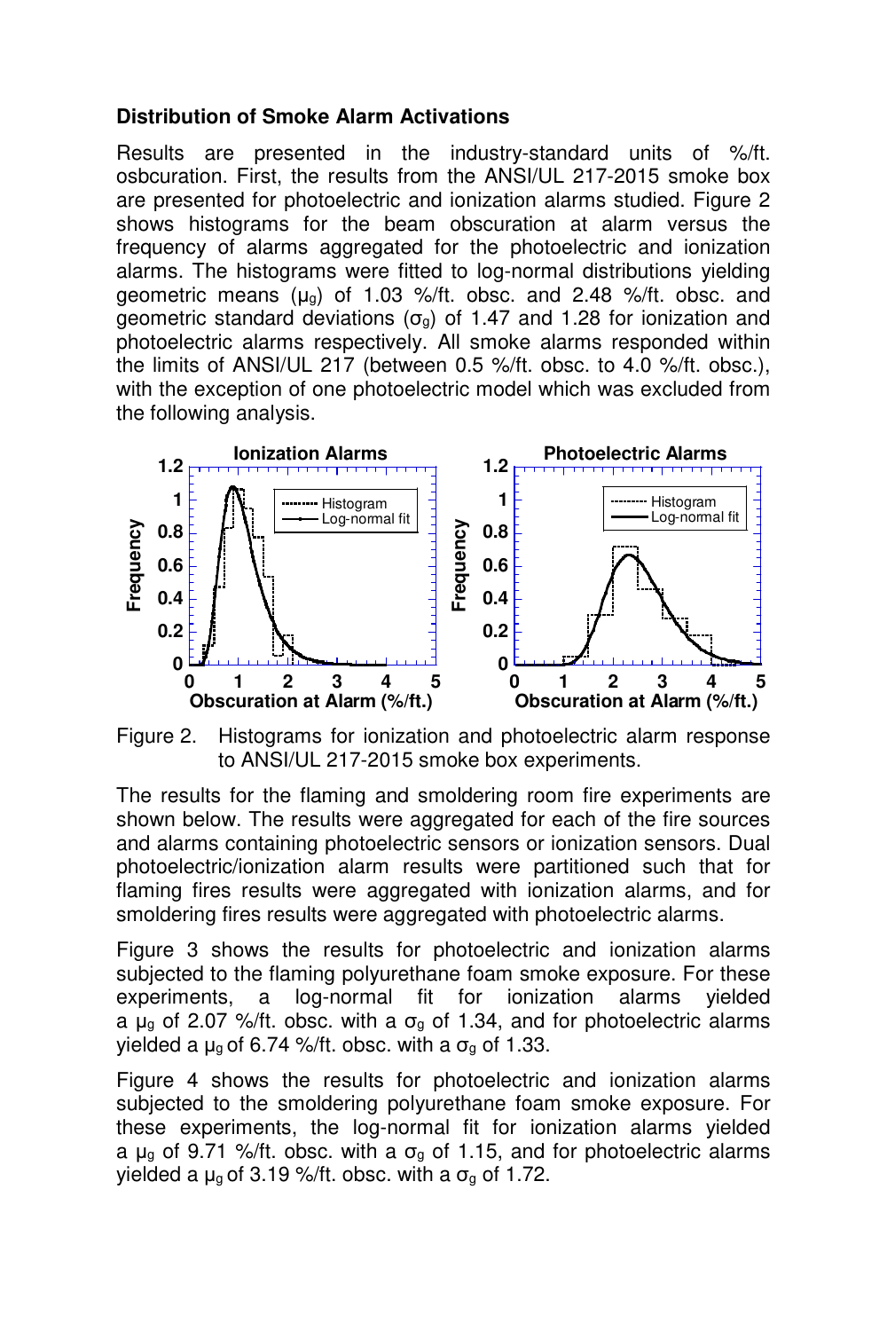### Distribution of Smoke Alarm Activations

Results are presented in the industry-standard units of %/ft. osbcuration. First, the results from the ANSI/UL 217-2015 smoke box are presented for photoelectric and ionization alarms studied. Figure 2 shows histograms for the beam obscuration at alarm versus the frequency of alarms aggregated for the photoelectric and ionization alarms. The histograms were fitted to log-normal distributions yielding geometric means ($\mu_g$) of 1.03 %/ft. obsc. and 2.48 %/ft. obsc. and geometric standard deviations ($\sigma_g$) of 1.47 and 1.28 for ionization and photoelectric alarms respectively. All smoke alarms responded within the limits of ANSI/UL 217 (between 0.5 %/ft. obsc. to 4.0 %/ft. obsc.), with the exception of one photoelectric model which was excluded from the following analysis.

Figure 2. Histograms for ionization and photoelectric alarm response to ANSI/UL 217-2015 smoke box experiments.

The results for the flaming and smoldering room fire experiments are shown below. The results were aggregated for each of the fire sources and alarms containing photoelectric sensors or ionization sensors. Dual photoelectric/ionization alarm results were partitioned such that for flaming fires results were aggregated with ionization alarms, and for smoldering fires results were aggregated with photoelectric alarms.

Figure 3 shows the results for photoelectric and ionization alarms subjected to the flaming polyurethane foam smoke exposure. For these experiments, a log-normal fit for ionization alarms yielded a $\mu_g$ of 2.07 %/ft. obsc. with a $\sigma_g$ of 1.34, and for photoelectric alarms yielded a $\mu_g$ of 6.74 %/ft. obsc. with a $\sigma_g$ of 1.33.

Figure 4 shows the results for photoelectric and ionization alarms subjected to the smoldering polyurethane foam smoke exposure. For these experiments, the log-normal fit for ionization alarms yielded a $\mu_g$ of 9.71 %/ft. obsc. with a $\sigma_g$ of 1.15, and for photoelectric alarms yielded a $\mu_g$ of 3.19 %/ft. obsc. with a $\sigma_g$ of 1.72.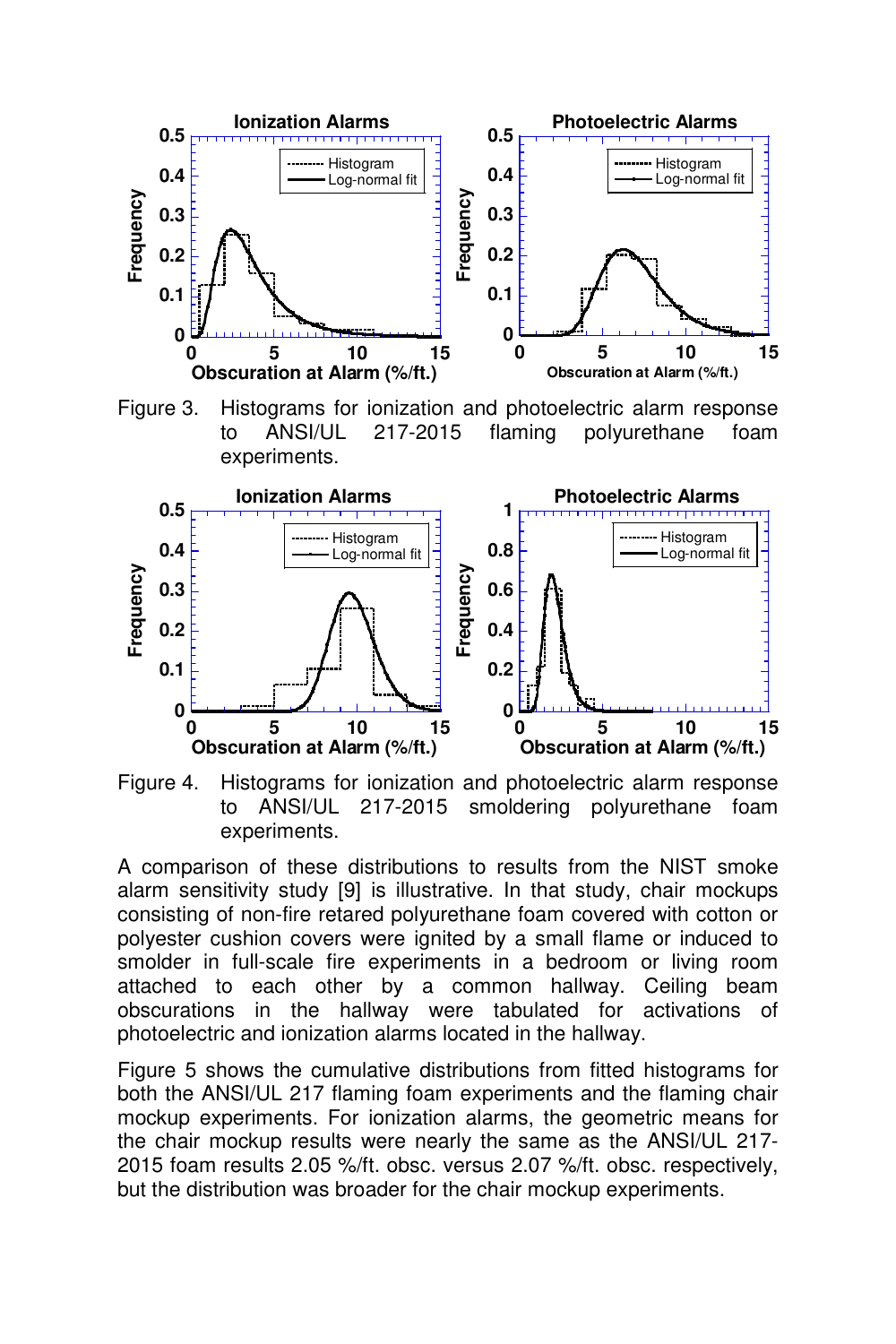Figure 3. Histograms for ionization and photoelectric alarm response to ANSI/UL 217-2015 flaming polyurethane foam experiments.

Figure 4. Histograms for ionization and photoelectric alarm response to ANSI/UL 217-2015 smoldering polyurethane foam experiments.

A comparison of these distributions to results from the NIST smoke alarm sensitivity study [9] is illustrative. In that study, chair mockups consisting of non-fire retared polyurethane foam covered with cotton or polyester cushion covers were ignited by a small flame or induced to smolder in full-scale fire experiments in a bedroom or living room attached to each other by a common hallway. Ceiling beam obscurations in the hallway were tabulated for activations of photoelectric and ionization alarms located in the hallway.

Figure 5 shows the cumulative distributions from fitted histograms for both the ANSI/UL 217 flaming foam experiments and the flaming chair mockup experiments. For ionization alarms, the geometric means for the chair mockup results were nearly the same as the ANSI/UL 217-2015 foam results 2.05 %/ft. obsc. versus 2.07 %/ft. obsc. respectively, but the distribution was broader for the chair mockup experiments.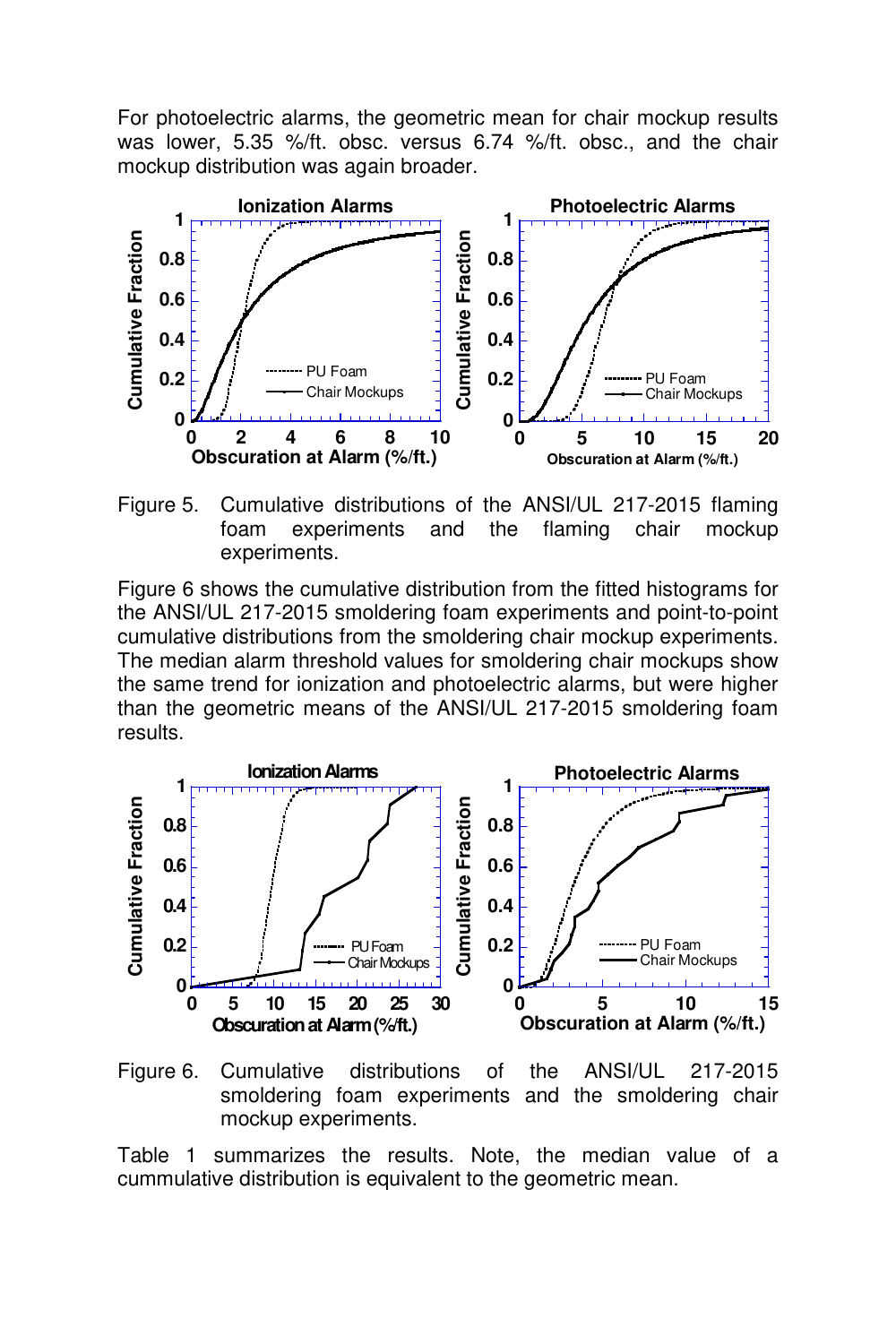For photoelectric alarms, the geometric mean for chair mockup results was lower, 5.35 %/ft. obsc. versus 6.74 %/ft. obsc., and the chair mockup distribution was again broader.

Figure 5. Cumulative distributions of the ANSI/UL 217-2015 flaming foam experiments and the flaming chair mockup experiments.

Figure 6 shows the cumulative distribution from the fitted histograms for the ANSI/UL 217-2015 smoldering foam experiments and point-to-point cumulative distributions from the smoldering chair mockup experiments. The median alarm threshold values for smoldering chair mockups show the same trend for ionization and photoelectric alarms, but were higher than the geometric means of the ANSI/UL 217-2015 smoldering foam results.

Figure 6. Cumulative distributions of the ANSI/UL 217-2015 smoldering foam experiments and the smoldering chair mockup experiments.

Table 1 summarizes the results. Note, the median value of a cummulative distribution is equivalent to the geometric mean.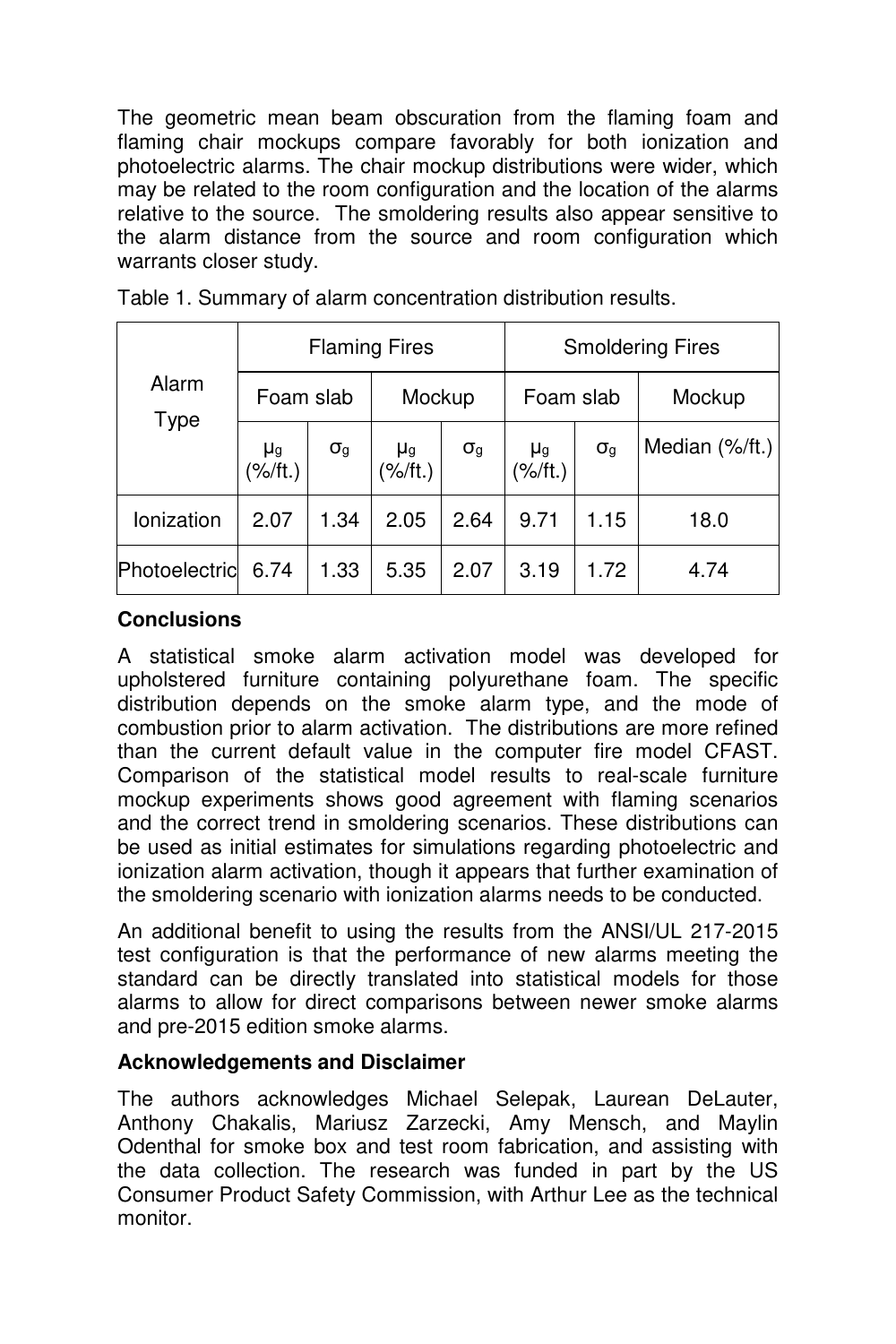The geometric mean beam obscuration from the flaming foam and flaming chair mockups compare favorably for both ionization and photoelectric alarms. The chair mockup distributions were wider, which may be related to the room configuration and the location of the alarms relative to the source. The smoldering results also appear sensitive to the alarm distance from the source and room configuration which warrants closer study.

Table 1. Summary of alarm concentration distribution results.

| Alarm Type | Flaming Fires | | | | Smoldering Fires | | |
|---|---|---|---|---|---|---|---|
| | Foam slab | | Mockup | | Foam slab | | Mockup |
| | $\mu_g$ (%/ft.) | $\sigma_g$ | $\mu_g$ (%/ft.) | $\sigma_g$ | $\mu_g$ (%/ft.) | $\sigma_g$ | Median (%/ft.) |
| Ionization | 2.07 | 1.34 | 2.05 | 2.64 | 9.71 | 1.15 | 18.0 |
| Photoelectric | 6.74 | 1.33 | 5.35 | 2.07 | 3.19 | 1.72 | 4.74 |

**Conclusions**

A statistical smoke alarm activation model was developed for upholstered furniture containing polyurethane foam. The specific distribution depends on the smoke alarm type, and the mode of combustion prior to alarm activation. The distributions are more refined than the current default value in the computer fire model CFAST. Comparison of the statistical model results to real-scale furniture mockup experiments shows good agreement with flaming scenarios and the correct trend in smoldering scenarios. These distributions can be used as initial estimates for simulations regarding photoelectric and ionization alarm activation, though it appears that further examination of the smoldering scenario with ionization alarms needs to be conducted.

An additional benefit to using the results from the ANSI/UL 217-2015 test configuration is that the performance of new alarms meeting the standard can be directly translated into statistical models for those alarms to allow for direct comparisons between newer smoke alarms and pre-2015 edition smoke alarms.

**Acknowledgements and Disclaimer**

The authors acknowledges Michael Selepak, Laurean DeLauter, Anthony Chakalis, Mariusz Zarzecki, Amy Mensch, and Maylin Odenthal for smoke box and test room fabrication, and assisting with the data collection. The research was funded in part by the US Consumer Product Safety Commission, with Arthur Lee as the technical monitor.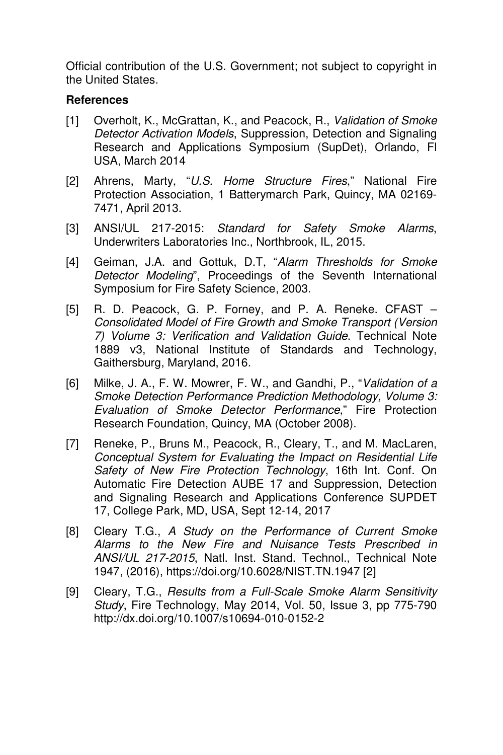Official contribution of the U.S. Government; not subject to copyright in the United States.

**References**

[1] Overholt, K., McGrattan, K., and Peacock, R., *Validation of Smoke Detector Activation Models*, Suppression, Detection and Signaling Research and Applications Symposium (SupDet), Orlando, Fl USA, March 2014

[2] Ahrens, Marty, "*U.S. Home Structure Fires*," National Fire Protection Association, 1 Batterymarch Park, Quincy, MA 02169-7471, April 2013.

[3] ANSI/UL 217-2015: *Standard for Safety Smoke Alarms*, Underwriters Laboratories Inc., Northbrook, IL, 2015.

[4] Geiman, J.A. and Gottuk, D.T, "*Alarm Thresholds for Smoke Detector Modeling*", Proceedings of the Seventh International Symposium for Fire Safety Science, 2003.

[5] R. D. Peacock, G. P. Forney, and P. A. Reneke. CFAST – *Consolidated Model of Fire Growth and Smoke Transport (Version 7) Volume 3: Verification and Validation Guide*. Technical Note 1889 v3, National Institute of Standards and Technology, Gaithersburg, Maryland, 2016.

[6] Milke, J. A., F. W. Mowrer, F. W., and Gandhi, P., "*Validation of a Smoke Detection Performance Prediction Methodology, Volume 3: Evaluation of Smoke Detector Performance*," Fire Protection Research Foundation, Quincy, MA (October 2008).

[7] Reneke, P., Bruns M., Peacock, R., Cleary, T., and M. MacLaren, *Conceptual System for Evaluating the Impact on Residential Life Safety of New Fire Protection Technology*, 16th Int. Conf. On Automatic Fire Detection AUBE 17 and Suppression, Detection and Signaling Research and Applications Conference SUPDET 17, College Park, MD, USA, Sept 12-14, 2017

[8] Cleary T.G., *A Study on the Performance of Current Smoke Alarms to the New Fire and Nuisance Tests Prescribed in ANSI/UL 217-2015*, Natl. Inst. Stand. Technol., Technical Note 1947, (2016), https://doi.org/10.6028/NIST.TN.1947 [2]

[9] Cleary, T.G., *Results from a Full-Scale Smoke Alarm Sensitivity Study*, Fire Technology, May 2014, Vol. 50, Issue 3, pp 775-790 http://dx.doi.org/10.1007/s10694-010-0152-2